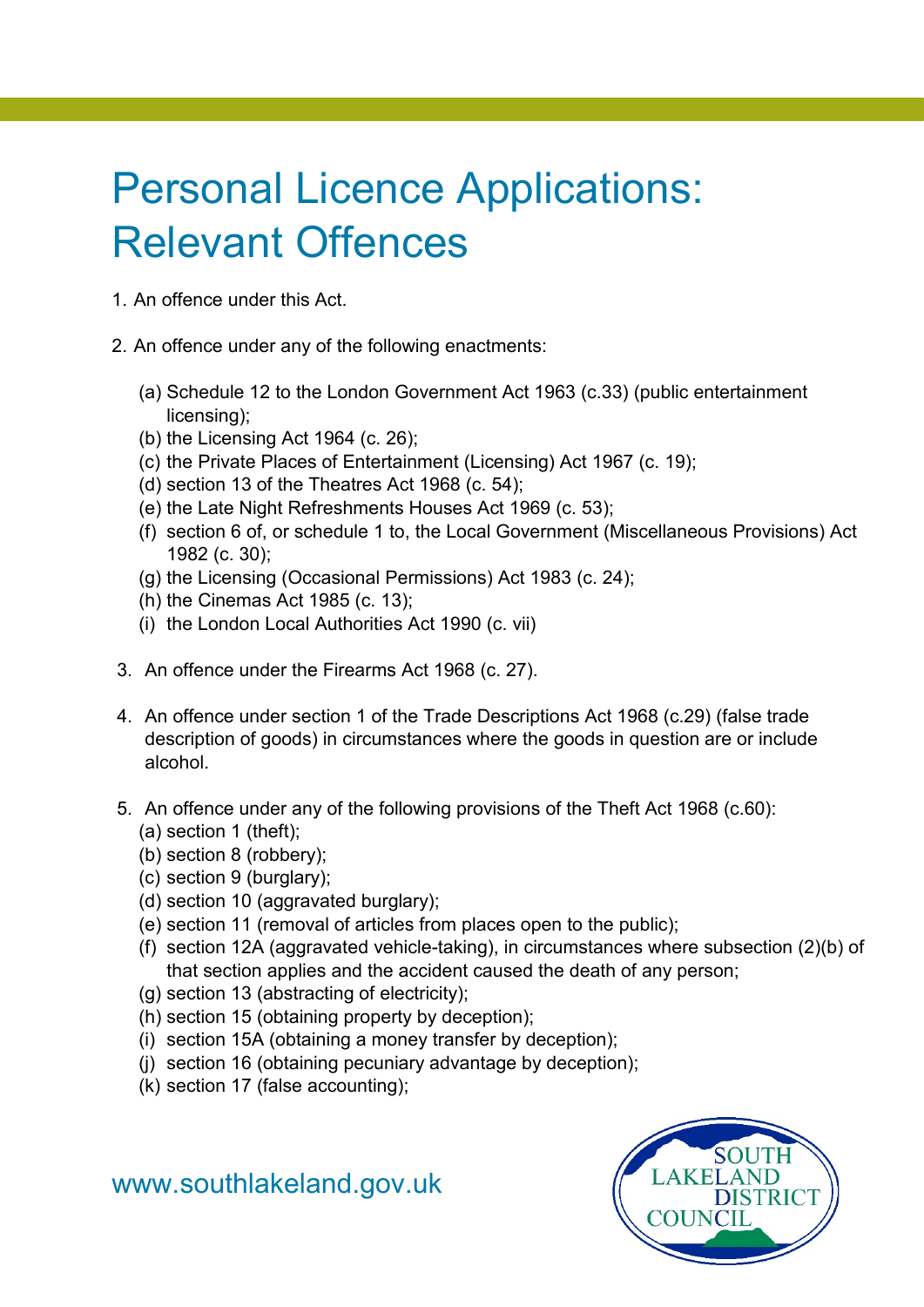// Personal Licence Applications: Relevant Offences

1. An offence under this Act.

2. An offence under any of the following enactments:

   (a) Schedule 12 to the London Government Act 1963 (c.33) (public entertainment licensing);
   (b) the Licensing Act 1964 (c. 26);
   (c) the Private Places of Entertainment (Licensing) Act 1967 (c. 19);
   (d) section 13 of the Theatres Act 1968 (c. 54);
   (e) the Late Night Refreshments Houses Act 1969 (c. 53);
   (f) section 6 of, or schedule 1 to, the Local Government (Miscellaneous Provisions) Act 1982 (c. 30);
   (g) the Licensing (Occasional Permissions) Act 1983 (c. 24);
   (h) the Cinemas Act 1985 (c. 13);
   (i) the London Local Authorities Act 1990 (c. vii)

3. An offence under the Firearms Act 1968 (c. 27).

4. An offence under section 1 of the Trade Descriptions Act 1968 (c.29) (false trade description of goods) in circumstances where the goods in question are or include alcohol.

5. An offence under any of the following provisions of the Theft Act 1968 (c.60):
   (a) section 1 (theft);
   (b) section 8 (robbery);
   (c) section 9 (burglary);
   (d) section 10 (aggravated burglary);
   (e) section 11 (removal of articles from places open to the public);
   (f) section 12A (aggravated vehicle-taking), in circumstances where subsection (2)(b) of that section applies and the accident caused the death of any person;
   (g) section 13 (abstracting of electricity);
   (h) section 15 (obtaining property by deception);
   (i) section 15A (obtaining a money transfer by deception);
   (j) section 16 (obtaining pecuniary advantage by deception);
   (k) section 17 (false accounting);

www.southlakeland.gov.uk

# Personal Licence Applications: Relevant Offences

1. An offence under this Act.

2. An offence under any of the following enactments:

   (a) Schedule 12 to the London Government Act 1963 (c.33) (public entertainment licensing);
   (b) the Licensing Act 1964 (c. 26);
   (c) the Private Places of Entertainment (Licensing) Act 1967 (c. 19);
   (d) section 13 of the Theatres Act 1968 (c. 54);
   (e) the Late Night Refreshments Houses Act 1969 (c. 53);
   (f) section 6 of, or schedule 1 to, the Local Government (Miscellaneous Provisions) Act 1982 (c. 30);
   (g) the Licensing (Occasional Permissions) Act 1983 (c. 24);
   (h) the Cinemas Act 1985 (c. 13);
   (i) the London Local Authorities Act 1990 (c. vii)

3. An offence under the Firearms Act 1968 (c. 27).

4. An offence under section 1 of the Trade Descriptions Act 1968 (c.29) (false trade description of goods) in circumstances where the goods in question are or include alcohol.

5. An offence under any of the following provisions of the Theft Act 1968 (c.60):
   (a) section 1 (theft);
   (b) section 8 (robbery);
   (c) section 9 (burglary);
   (d) section 10 (aggravated burglary);
   (e) section 11 (removal of articles from places open to the public);
   (f) section 12A (aggravated vehicle-taking), in circumstances where subsection (2)(b) of that section applies and the accident caused the death of any person;
   (g) section 13 (abstracting of electricity);
   (h) section 15 (obtaining property by deception);
   (i) section 15A (obtaining a money transfer by deception);
   (j) section 16 (obtaining pecuniary advantage by deception);
   (k) section 17 (false accounting);

www.southlakeland.gov.uk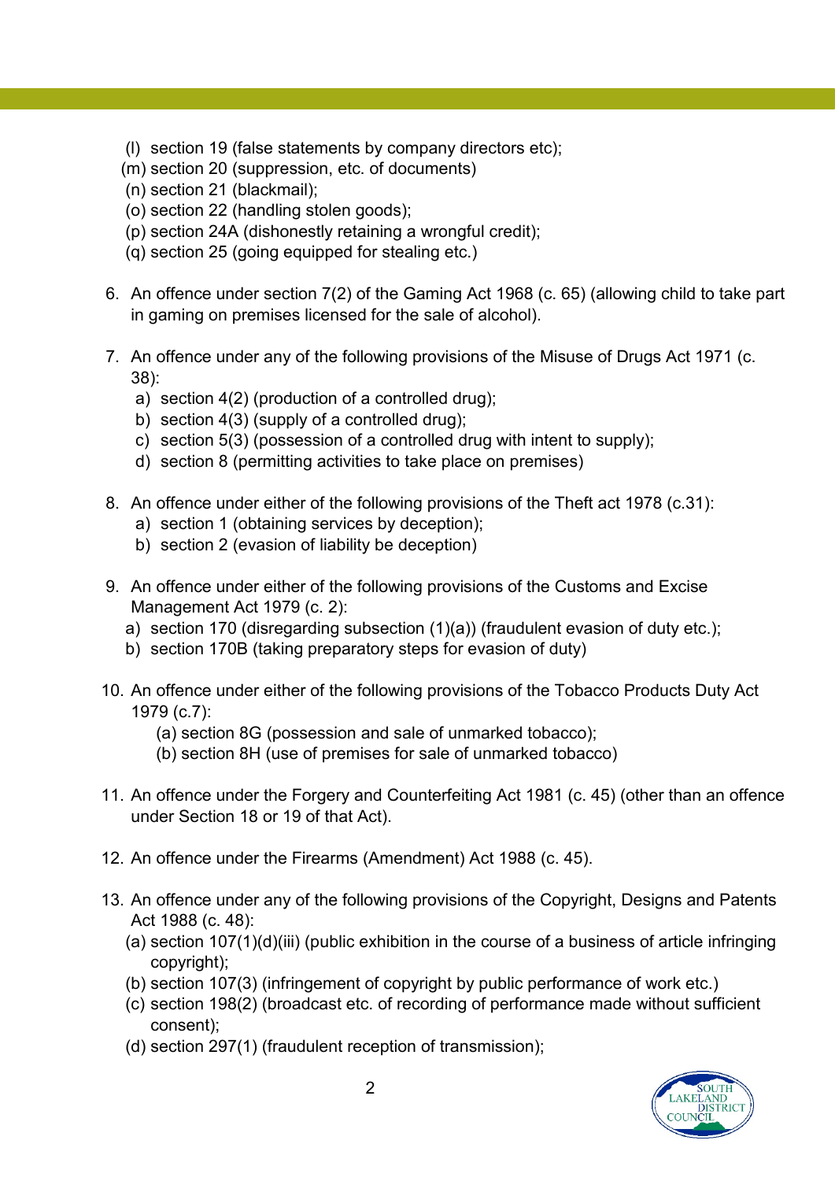(l) section 19 (false statements by company directors etc);
(m) section 20 (suppression, etc. of documents)
(n) section 21 (blackmail);
(o) section 22 (handling stolen goods);
(p) section 24A (dishonestly retaining a wrongful credit);
(q) section 25 (going equipped for stealing etc.)

6. An offence under section 7(2) of the Gaming Act 1968 (c. 65) (allowing child to take part in gaming on premises licensed for the sale of alcohol).

7. An offence under any of the following provisions of the Misuse of Drugs Act 1971 (c. 38):
   a) section 4(2) (production of a controlled drug);
   b) section 4(3) (supply of a controlled drug);
   c) section 5(3) (possession of a controlled drug with intent to supply);
   d) section 8 (permitting activities to take place on premises)

8. An offence under either of the following provisions of the Theft act 1978 (c.31):
   a) section 1 (obtaining services by deception);
   b) section 2 (evasion of liability be deception)

9. An offence under either of the following provisions of the Customs and Excise Management Act 1979 (c. 2):
   a) section 170 (disregarding subsection (1)(a)) (fraudulent evasion of duty etc.);
   b) section 170B (taking preparatory steps for evasion of duty)

10. An offence under either of the following provisions of the Tobacco Products Duty Act 1979 (c.7):
    (a) section 8G (possession and sale of unmarked tobacco);
    (b) section 8H (use of premises for sale of unmarked tobacco)

11. An offence under the Forgery and Counterfeiting Act 1981 (c. 45) (other than an offence under Section 18 or 19 of that Act).

12. An offence under the Firearms (Amendment) Act 1988 (c. 45).

13. An offence under any of the following provisions of the Copyright, Designs and Patents Act 1988 (c. 48):
    (a) section 107(1)(d)(iii) (public exhibition in the course of a business of article infringing copyright);
    (b) section 107(3) (infringement of copyright by public performance of work etc.)
    (c) section 198(2) (broadcast etc. of recording of performance made without sufficient consent);
    (d) section 297(1) (fraudulent reception of transmission);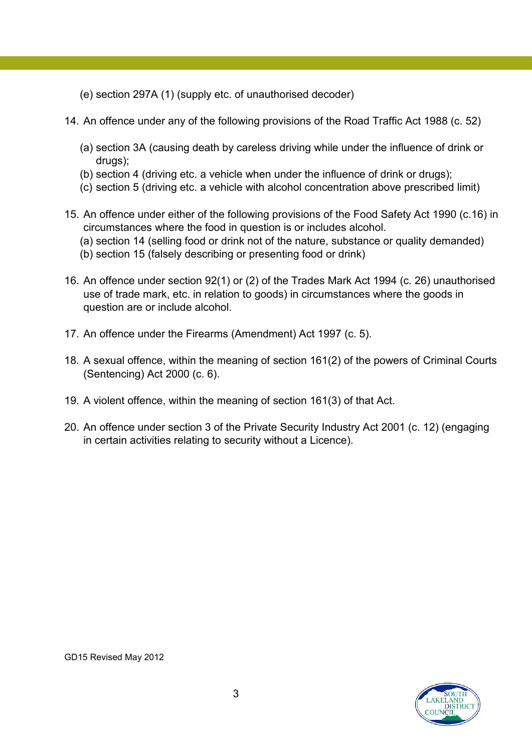(e) section 297A (1) (supply etc. of unauthorised decoder)

14. An offence under any of the following provisions of the Road Traffic Act 1988 (c. 52)

    (a) section 3A (causing death by careless driving while under the influence of drink or drugs);
    (b) section 4 (driving etc. a vehicle when under the influence of drink or drugs);
    (c) section 5 (driving etc. a vehicle with alcohol concentration above prescribed limit)

15. An offence under either of the following provisions of the Food Safety Act 1990 (c.16) in circumstances where the food in question is or includes alcohol.
    (a) section 14 (selling food or drink not of the nature, substance or quality demanded)
    (b) section 15 (falsely describing or presenting food or drink)

16. An offence under section 92(1) or (2) of the Trades Mark Act 1994 (c. 26) unauthorised use of trade mark, etc. in relation to goods) in circumstances where the goods in question are or include alcohol.

17. An offence under the Firearms (Amendment) Act 1997 (c. 5).

18. A sexual offence, within the meaning of section 161(2) of the powers of Criminal Courts (Sentencing) Act 2000 (c. 6).

19. A violent offence, within the meaning of section 161(3) of that Act.

20. An offence under section 3 of the Private Security Industry Act 2001 (c. 12) (engaging in certain activities relating to security without a Licence).

GD15 Revised May 2012